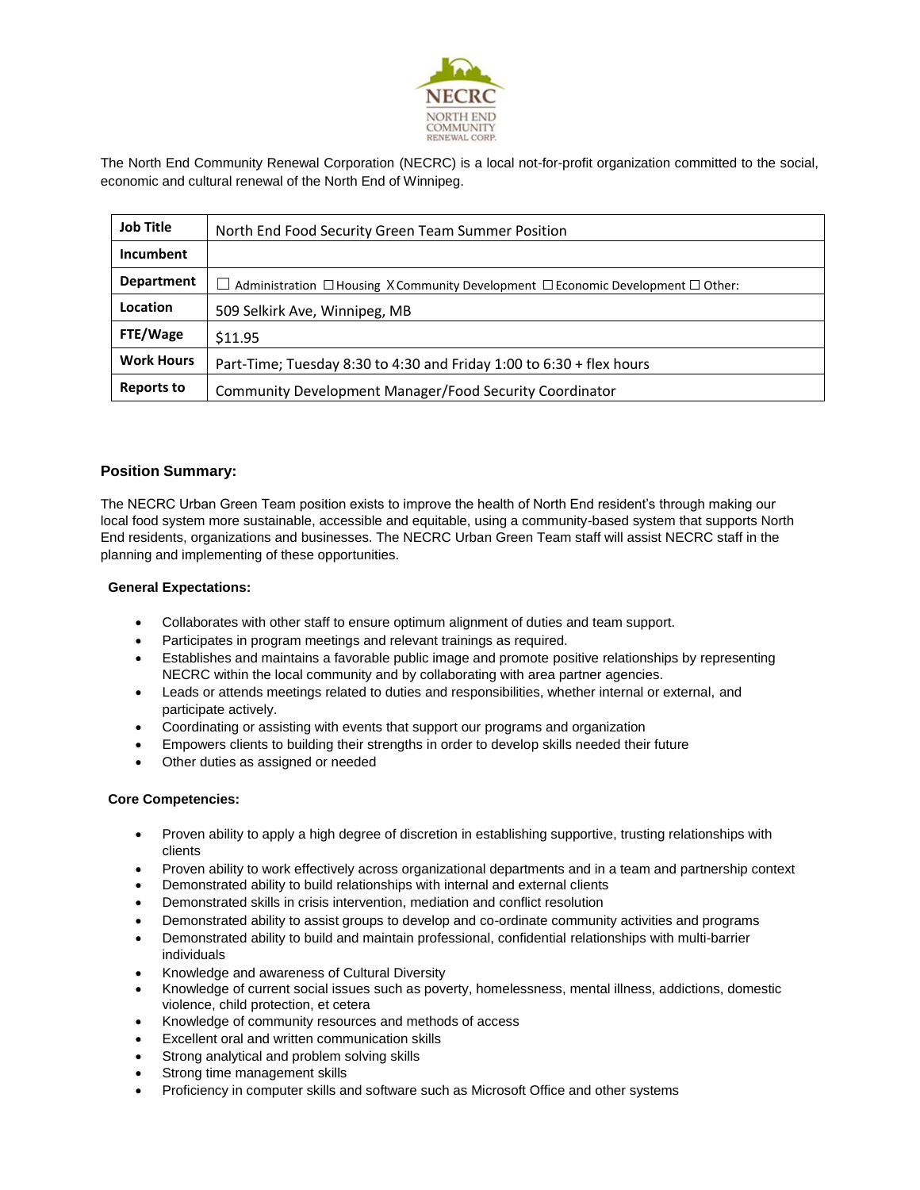NECRC
NORTH END COMMUNITY RENEWAL CORP.

The North End Community Renewal Corporation (NECRC) is a local not-for-profit organization committed to the social, economic and cultural renewal of the North End of Winnipeg.

| **Job Title** | North End Food Security Green Team Summer Position |
|---|---|
| **Incumbent** | |
| **Department** | ☐ Administration ☐ Housing X Community Development ☐ Economic Development ☐ Other: |
| **Location** | 509 Selkirk Ave, Winnipeg, MB |
| **FTE/Wage** | $11.95 |
| **Work Hours** | Part-Time; Tuesday 8:30 to 4:30 and Friday 1:00 to 6:30 + flex hours |
| **Reports to** | Community Development Manager/Food Security Coordinator |

### Position Summary:

The NECRC Urban Green Team position exists to improve the health of North End resident's through making our local food system more sustainable, accessible and equitable, using a community-based system that supports North End residents, organizations and businesses. The NECRC Urban Green Team staff will assist NECRC staff in the planning and implementing of these opportunities.

**General Expectations:**

- Collaborates with other staff to ensure optimum alignment of duties and team support.
- Participates in program meetings and relevant trainings as required.
- Establishes and maintains a favorable public image and promote positive relationships by representing NECRC within the local community and by collaborating with area partner agencies.
- Leads or attends meetings related to duties and responsibilities, whether internal or external, and participate actively.
- Coordinating or assisting with events that support our programs and organization
- Empowers clients to building their strengths in order to develop skills needed their future
- Other duties as assigned or needed

**Core Competencies:**

- Proven ability to apply a high degree of discretion in establishing supportive, trusting relationships with clients
- Proven ability to work effectively across organizational departments and in a team and partnership context
- Demonstrated ability to build relationships with internal and external clients
- Demonstrated skills in crisis intervention, mediation and conflict resolution
- Demonstrated ability to assist groups to develop and co-ordinate community activities and programs
- Demonstrated ability to build and maintain professional, confidential relationships with multi-barrier individuals
- Knowledge and awareness of Cultural Diversity
- Knowledge of current social issues such as poverty, homelessness, mental illness, addictions, domestic violence, child protection, et cetera
- Knowledge of community resources and methods of access
- Excellent oral and written communication skills
- Strong analytical and problem solving skills
- Strong time management skills
- Proficiency in computer skills and software such as Microsoft Office and other systems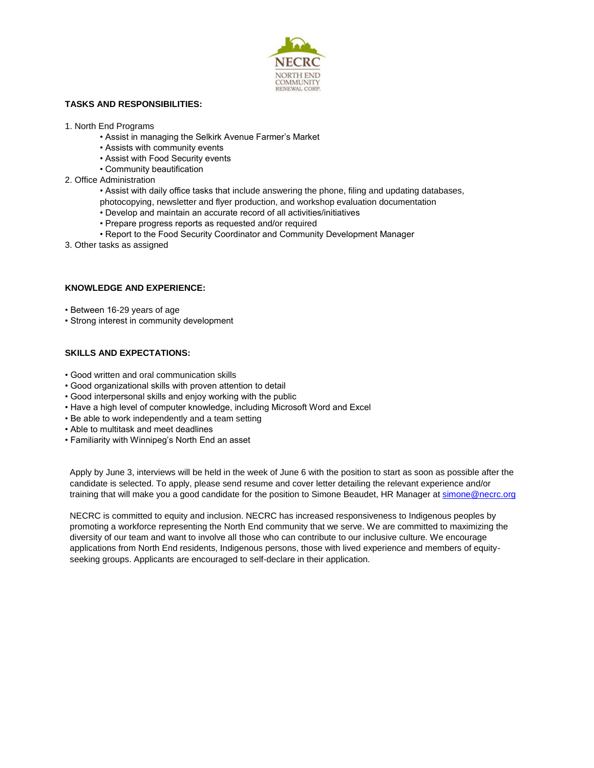**TASKS AND RESPONSIBILITIES:**

1. North End Programs
   - Assist in managing the Selkirk Avenue Farmer's Market
   - Assists with community events
   - Assist with Food Security events
   - Community beautification
2. Office Administration
   - Assist with daily office tasks that include answering the phone, filing and updating databases, photocopying, newsletter and flyer production, and workshop evaluation documentation
   - Develop and maintain an accurate record of all activities/initiatives
   - Prepare progress reports as requested and/or required
   - Report to the Food Security Coordinator and Community Development Manager
3. Other tasks as assigned

**KNOWLEDGE AND EXPERIENCE:**

- Between 16-29 years of age
- Strong interest in community development

**SKILLS AND EXPECTATIONS:**

- Good written and oral communication skills
- Good organizational skills with proven attention to detail
- Good interpersonal skills and enjoy working with the public
- Have a high level of computer knowledge, including Microsoft Word and Excel
- Be able to work independently and a team setting
- Able to multitask and meet deadlines
- Familiarity with Winnipeg's North End an asset

Apply by June 3, interviews will be held in the week of June 6 with the position to start as soon as possible after the candidate is selected. To apply, please send resume and cover letter detailing the relevant experience and/or training that will make you a good candidate for the position to Simone Beaudet, HR Manager at simone@necrc.org

NECRC is committed to equity and inclusion. NECRC has increased responsiveness to Indigenous peoples by promoting a workforce representing the North End community that we serve. We are committed to maximizing the diversity of our team and want to involve all those who can contribute to our inclusive culture. We encourage applications from North End residents, Indigenous persons, those with lived experience and members of equity-seeking groups. Applicants are encouraged to self-declare in their application.